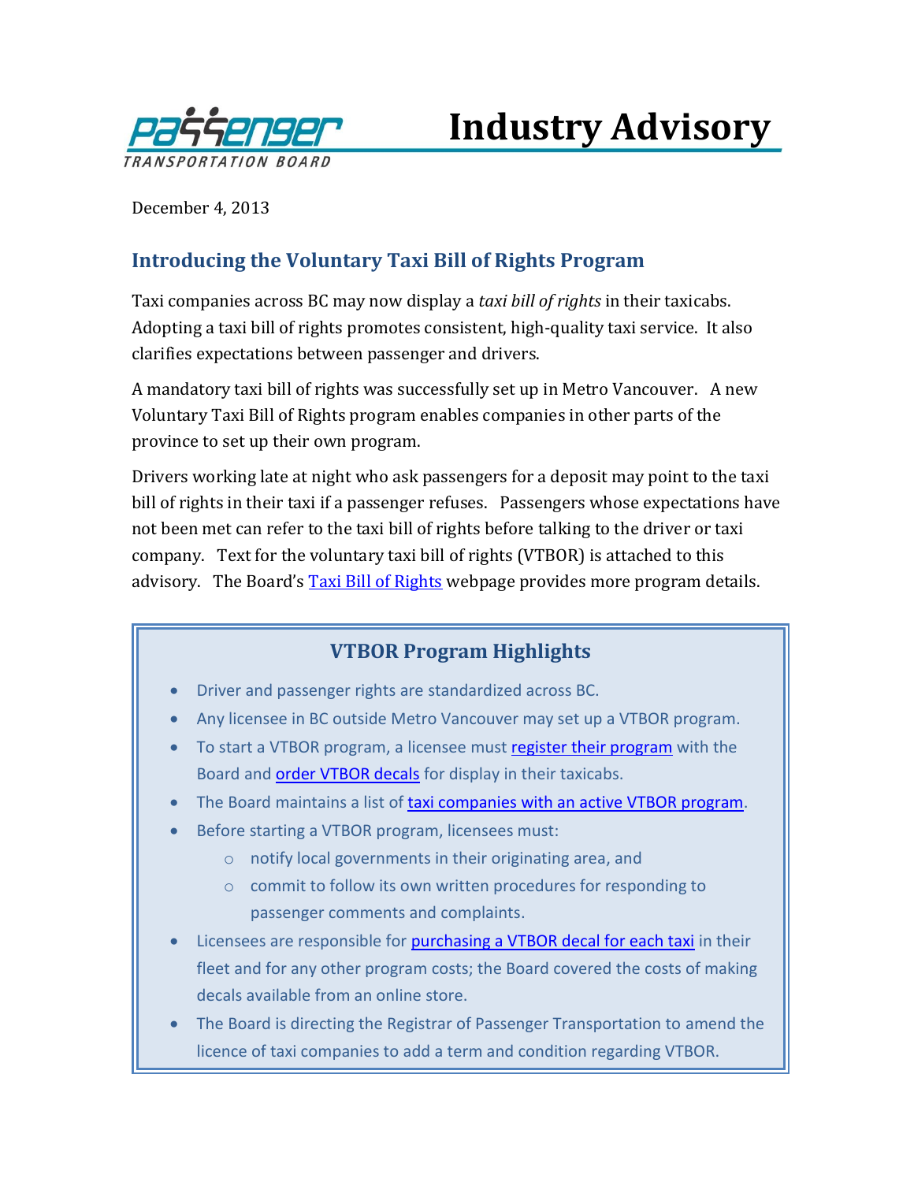Passenger Transportation Board

# Industry Advisory

December 4, 2013

## Introducing the Voluntary Taxi Bill of Rights Program

Taxi companies across BC may now display a *taxi bill of rights* in their taxicabs. Adopting a taxi bill of rights promotes consistent, high-quality taxi service. It also clarifies expectations between passenger and drivers.

A mandatory taxi bill of rights was successfully set up in Metro Vancouver. A new Voluntary Taxi Bill of Rights program enables companies in other parts of the province to set up their own program.

Drivers working late at night who ask passengers for a deposit may point to the taxi bill of rights in their taxi if a passenger refuses. Passengers whose expectations have not been met can refer to the taxi bill of rights before talking to the driver or taxi company. Text for the voluntary taxi bill of rights (VTBOR) is attached to this advisory. The Board's Taxi Bill of Rights webpage provides more program details.

### VTBOR Program Highlights

- Driver and passenger rights are standardized across BC.
- Any licensee in BC outside Metro Vancouver may set up a VTBOR program.
- To start a VTBOR program, a licensee must register their program with the Board and order VTBOR decals for display in their taxicabs.
- The Board maintains a list of taxi companies with an active VTBOR program.
- Before starting a VTBOR program, licensees must:
  - notify local governments in their originating area, and
  - commit to follow its own written procedures for responding to passenger comments and complaints.
- Licensees are responsible for purchasing a VTBOR decal for each taxi in their fleet and for any other program costs; the Board covered the costs of making decals available from an online store.
- The Board is directing the Registrar of Passenger Transportation to amend the licence of taxi companies to add a term and condition regarding VTBOR.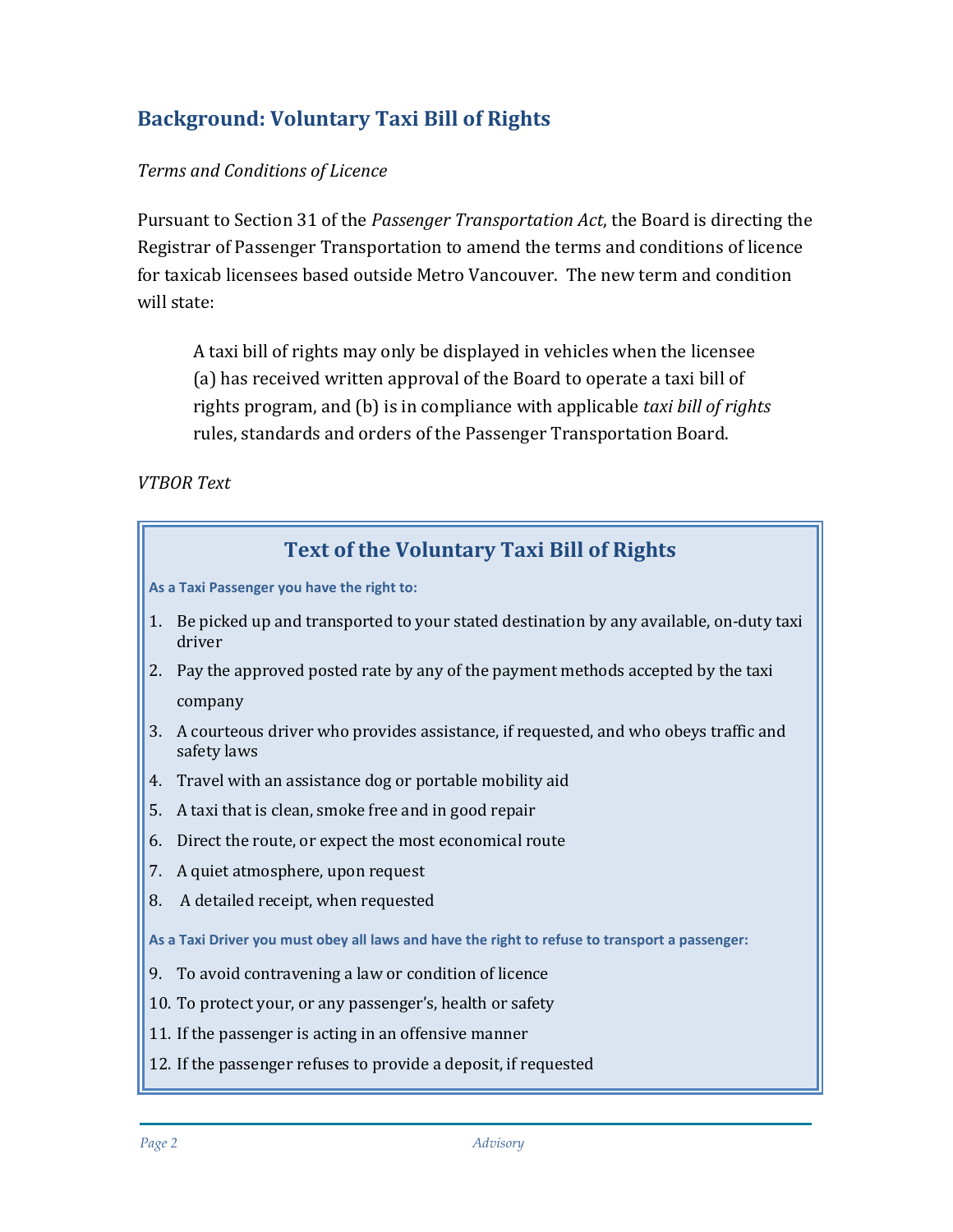## Background: Voluntary Taxi Bill of Rights

*Terms and Conditions of Licence*

Pursuant to Section 31 of the *Passenger Transportation Act*, the Board is directing the Registrar of Passenger Transportation to amend the terms and conditions of licence for taxicab licensees based outside Metro Vancouver. The new term and condition will state:

> A taxi bill of rights may only be displayed in vehicles when the licensee (a) has received written approval of the Board to operate a taxi bill of rights program, and (b) is in compliance with applicable *taxi bill of rights* rules, standards and orders of the Passenger Transportation Board.

*VTBOR Text*

### Text of the Voluntary Taxi Bill of Rights

**As a Taxi Passenger you have the right to:**

1. Be picked up and transported to your stated destination by any available, on-duty taxi driver
2. Pay the approved posted rate by any of the payment methods accepted by the taxi company
3. A courteous driver who provides assistance, if requested, and who obeys traffic and safety laws
4. Travel with an assistance dog or portable mobility aid
5. A taxi that is clean, smoke free and in good repair
6. Direct the route, or expect the most economical route
7. A quiet atmosphere, upon request
8. A detailed receipt, when requested

**As a Taxi Driver you must obey all laws and have the right to refuse to transport a passenger:**

9. To avoid contravening a law or condition of licence
10. To protect your, or any passenger's, health or safety
11. If the passenger is acting in an offensive manner
12. If the passenger refuses to provide a deposit, if requested